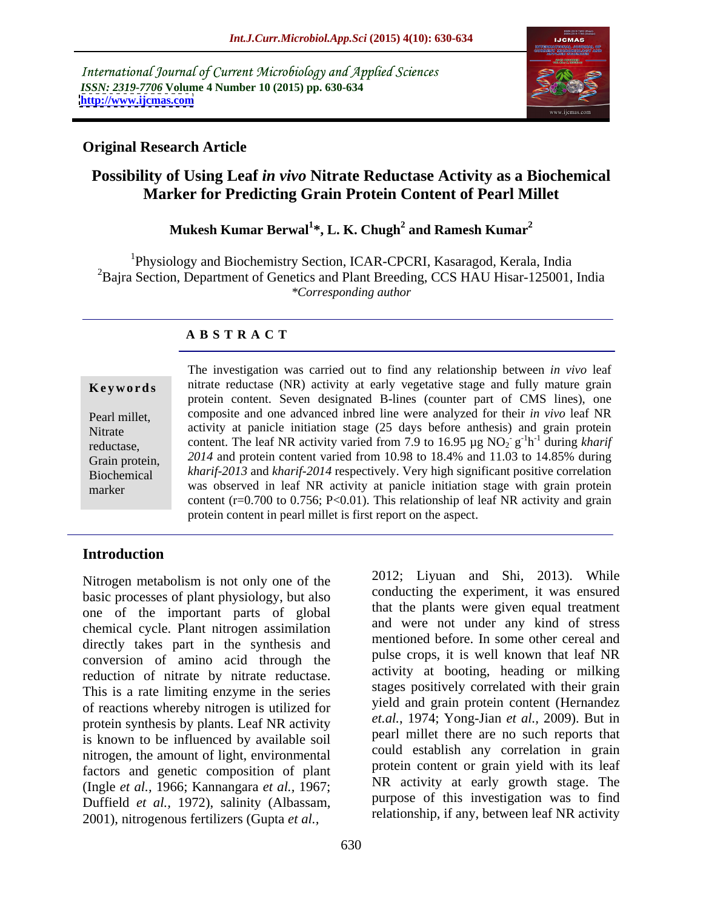International Journal of Current Microbiology and Applied Sciences
*ISSN: 2319-7706* **Volume 4 Number 10 (2015) pp. 630-634**
**http://www.ijcmas.com**

**Original Research Article**

# Possibility of Using Leaf *in vivo* Nitrate Reductase Activity as a Biochemical Marker for Predicting Grain Protein Content of Pearl Millet

**Mukesh Kumar Berwal[1]*, L. K. Chugh[2] and Ramesh Kumar[2]**

[1]Physiology and Biochemistry Section, ICAR-CPCRI, Kasaragod, Kerala, India
[2]Bajra Section, Department of Genetics and Plant Breeding, CCS HAU Hisar-125001, India
*Corresponding author

## ABSTRACT

**Keywords**

Pearl millet, Nitrate reductase, Grain protein, Biochemical marker

The investigation was carried out to find any relationship between *in vivo* leaf nitrate reductase (NR) activity at early vegetative stage and fully mature grain protein content. Seven designated B-lines (counter part of CMS lines), one composite and one advanced inbred line were analyzed for their *in vivo* leaf NR activity at panicle initiation stage (25 days before anthesis) and grain protein content. The leaf NR activity varied from 7.9 to 16.95 µg $NO_2^-$ $g^{-1}h^{-1}$ during *kharif 2014* and protein content varied from 10.98 to 18.4% and 11.03 to 14.85% during *kharif-2013* and *kharif-2014* respectively. Very high significant positive correlation was observed in leaf NR activity at panicle initiation stage with grain protein content ($r=0.700$ to $0.756$; $P<0.01$). This relationship of leaf NR activity and grain protein content in pearl millet is first report on the aspect.

## Introduction

Nitrogen metabolism is not only one of the basic processes of plant physiology, but also one of the important parts of global chemical cycle. Plant nitrogen assimilation directly takes part in the synthesis and conversion of amino acid through the reduction of nitrate by nitrate reductase. This is a rate limiting enzyme in the series of reactions whereby nitrogen is utilized for protein synthesis by plants. Leaf NR activity is known to be influenced by available soil nitrogen, the amount of light, environmental factors and genetic composition of plant (Ingle *et al.,* 1966; Kannangara *et al.,* 1967; Duffield *et al.,* 1972), salinity (Albassam, 2001), nitrogenous fertilizers (Gupta *et al.,* 2012; Liyuan and Shi, 2013). While conducting the experiment, it was ensured that the plants were given equal treatment and were not under any kind of stress mentioned before. In some other cereal and pulse crops, it is well known that leaf NR activity at booting, heading or milking stages positively correlated with their grain yield and grain protein content (Hernandez *et.al.,* 1974; Yong-Jian *et al.,* 2009). But in pearl millet there are no such reports that could establish any correlation in grain protein content or grain yield with its leaf NR activity at early growth stage. The purpose of this investigation was to find relationship, if any, between leaf NR activity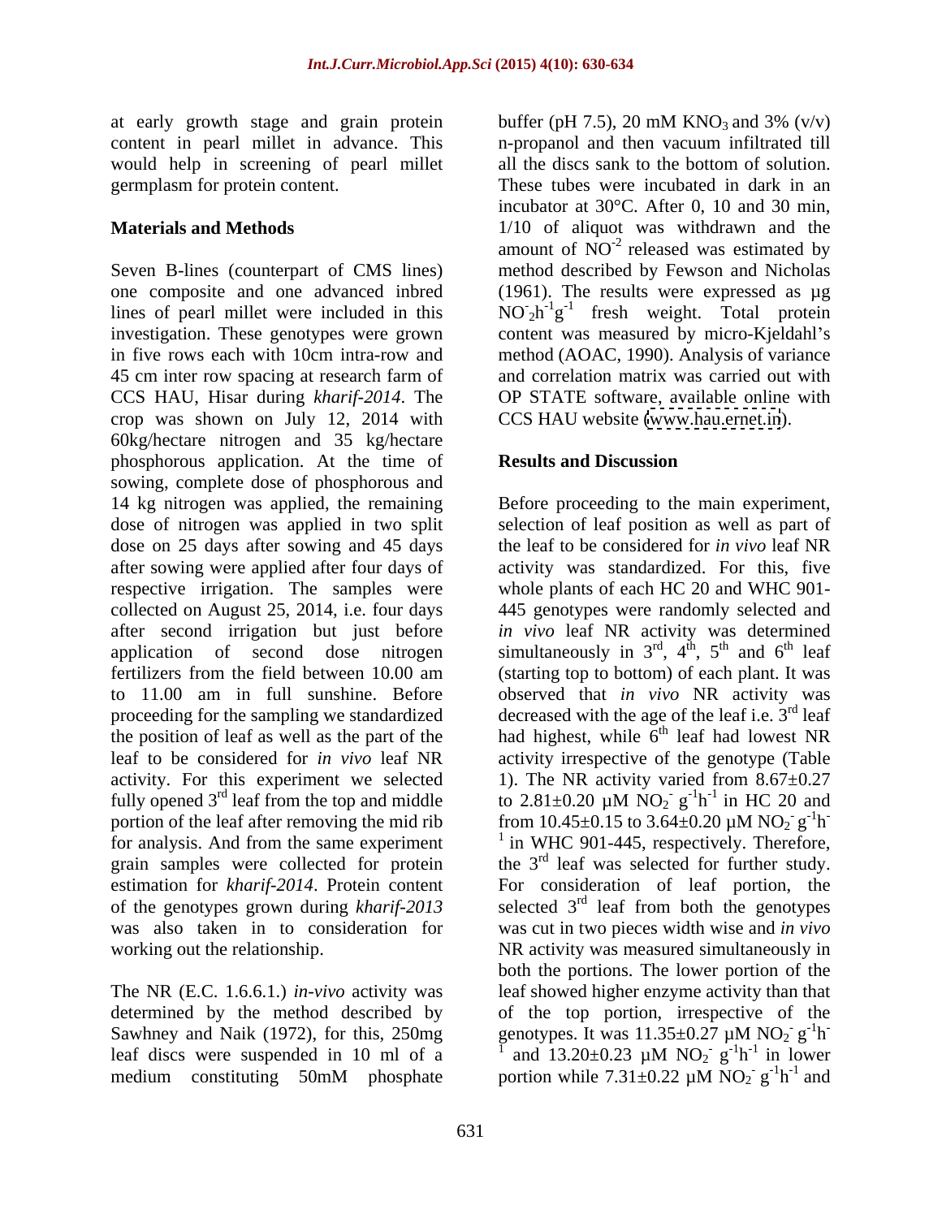at early growth stage and grain protein content in pearl millet in advance. This would help in screening of pearl millet germplasm for protein content.

## Materials and Methods

Seven B-lines (counterpart of CMS lines) one composite and one advanced inbred lines of pearl millet were included in this investigation. These genotypes were grown in five rows each with 10cm intra-row and 45 cm inter row spacing at research farm of CCS HAU, Hisar during *kharif-2014*. The crop was shown on July 12, 2014 with 60kg/hectare nitrogen and 35 kg/hectare phosphorous application. At the time of sowing, complete dose of phosphorous and 14 kg nitrogen was applied, the remaining dose of nitrogen was applied in two split dose on 25 days after sowing and 45 days after sowing were applied after four days of respective irrigation. The samples were collected on August 25, 2014, i.e. four days after second irrigation but just before application of second dose nitrogen fertilizers from the field between 10.00 am to 11.00 am in full sunshine. Before proceeding for the sampling we standardized the position of leaf as well as the part of the leaf to be considered for *in vivo* leaf NR activity. For this experiment we selected fully opened 3rd leaf from the top and middle portion of the leaf after removing the mid rib for analysis. And from the same experiment grain samples were collected for protein estimation for *kharif-2014*. Protein content of the genotypes grown during *kharif-2013* was also taken in to consideration for working out the relationship.

The NR (E.C. 1.6.6.1.) *in-vivo* activity was determined by the method described by Sawhney and Naik (1972), for this, 250mg leaf discs were suspended in 10 ml of a medium constituting 50mM phosphate buffer (pH 7.5), 20 mM $KNO_3$ and 3% (v/v) n-propanol and then vacuum infiltrated till all the discs sank to the bottom of solution. These tubes were incubated in dark in an incubator at 30°C. After 0, 10 and 30 min, 1/10 of aliquot was withdrawn and the amount of $NO^{-2}$ released was estimated by method described by Fewson and Nicholas (1961). The results were expressed as µg $NO^{-}_{2}h^{-1}g^{-1}$ fresh weight. Total protein content was measured by micro-Kjeldahl's method (AOAC, 1990). Analysis of variance and correlation matrix was carried out with OP STATE software, available online with CCS HAU website (www.hau.ernet.in).

## Results and Discussion

Before proceeding to the main experiment, selection of leaf position as well as part of the leaf to be considered for *in vivo* leaf NR activity was standardized. For this, five whole plants of each HC 20 and WHC 901-445 genotypes were randomly selected and *in vivo* leaf NR activity was determined simultaneously in 3rd, 4th, 5th and 6th leaf (starting top to bottom) of each plant. It was observed that *in vivo* NR activity was decreased with the age of the leaf i.e. 3rd leaf had highest, while 6th leaf had lowest NR activity irrespective of the genotype (Table 1). The NR activity varied from 8.67±0.27 to 2.81±0.20 µM $NO_2^-$ $g^{-1}h^{-1}$ in HC 20 and from 10.45±0.15 to 3.64±0.20 µM $NO_2^-$ $g^{-1}h^{-1}$ in WHC 901-445, respectively. Therefore, the 3rd leaf was selected for further study. For consideration of leaf portion, the selected 3rd leaf from both the genotypes was cut in two pieces width wise and *in vivo* NR activity was measured simultaneously in both the portions. The lower portion of the leaf showed higher enzyme activity than that of the top portion, irrespective of the genotypes. It was 11.35±0.27 µM $NO_2^-$ $g^{-1}h^{-1}$ and 13.20±0.23 µM $NO_2^-$ $g^{-1}h^{-1}$ in lower portion while 7.31±0.22 µM $NO_2^-$ $g^{-1}h^{-1}$ and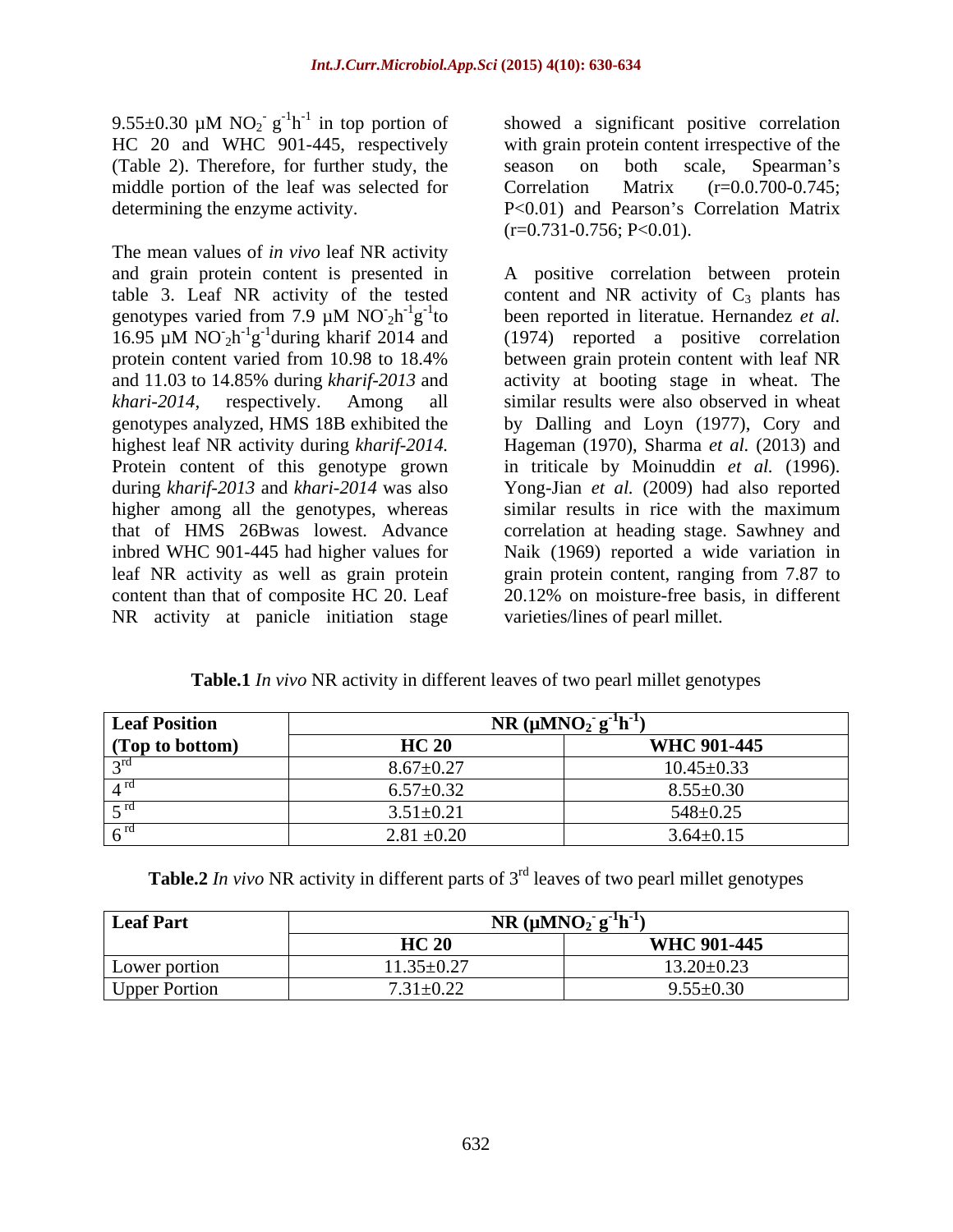9.55±0.30 µM $NO_2^-$ $g^{-1}h^{-1}$ in top portion of HC 20 and WHC 901-445, respectively (Table 2). Therefore, for further study, the middle portion of the leaf was selected for determining the enzyme activity.

The mean values of *in vivo* leaf NR activity and grain protein content is presented in table 3. Leaf NR activity of the tested genotypes varied from 7.9 µM $NO^-_2h^{-1}g^{-1}$to 16.95 µM $NO^-_2h^{-1}g^{-1}$during kharif 2014 and protein content varied from 10.98 to 18.4% and 11.03 to 14.85% during *kharif-2013* and *khari-2014,* respectively. Among all genotypes analyzed, HMS 18B exhibited the highest leaf NR activity during *kharif-2014.* Protein content of this genotype grown during *kharif-2013* and *khari-2014* was also higher among all the genotypes, whereas that of HMS 26Bwas lowest. Advance inbred WHC 901-445 had higher values for leaf NR activity as well as grain protein content than that of composite HC 20. Leaf NR activity at panicle initiation stage showed a significant positive correlation with grain protein content irrespective of the season on both scale, Spearman's Correlation Matrix (r=0.0.700-0.745; P<0.01) and Pearson's Correlation Matrix (r=0.731-0.756; P<0.01).

A positive correlation between protein content and NR activity of $C_3$ plants has been reported in literatue. Hernandez *et al.* (1974) reported a positive correlation between grain protein content with leaf NR activity at booting stage in wheat. The similar results were also observed in wheat by Dalling and Loyn (1977), Cory and Hageman (1970), Sharma *et al.* (2013) and in triticale by Moinuddin *et al.* (1996). Yong-Jian *et al.* (2009) had also reported similar results in rice with the maximum correlation at heading stage. Sawhney and Naik (1969) reported a wide variation in grain protein content, ranging from 7.87 to 20.12% on moisture-free basis, in different varieties/lines of pearl millet.

**Table.1** *In vivo* NR activity in different leaves of two pearl millet genotypes

| Leaf Position | NR (µM$NO_2^-$ $g^{-1}h^{-1}$) | |
|---|---|---|
| (Top to bottom) | HC 20 | WHC 901-445 |
| 3rd | 8.67±0.27 | 10.45±0.33 |
| 4 rd | 6.57±0.32 | 8.55±0.30 |
| 5 rd | 3.51±0.21 | 548±0.25 |
| 6 rd | 2.81 ±0.20 | 3.64±0.15 |

**Table.2** *In vivo* NR activity in different parts of 3rd leaves of two pearl millet genotypes

| Leaf Part | NR (µM$NO_2^-$ $g^{-1}h^{-1}$) | |
|---|---|---|
| | HC 20 | WHC 901-445 |
| Lower portion | 11.35±0.27 | 13.20±0.23 |
| Upper Portion | 7.31±0.22 | 9.55±0.30 |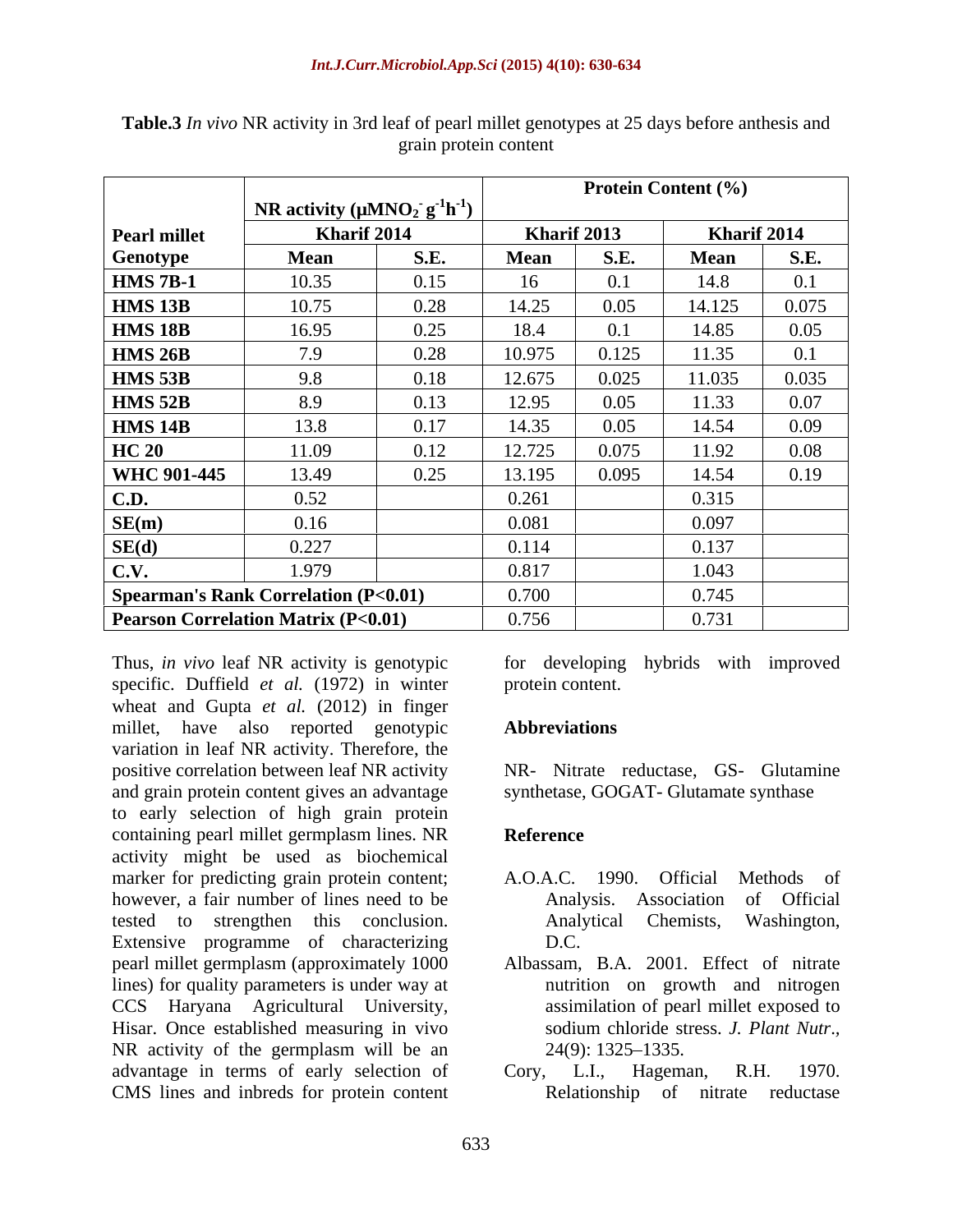**Table.3** *In vivo* NR activity in 3rd leaf of pearl millet genotypes at 25 days before anthesis and grain protein content

| Pearl millet Genotype | NR activity ($\mu MNO_2^- g^{-1} h^{-1}$) | | Protein Content (%) | | | |
|---|---|---|---|---|---|---|
| | Kharif 2014 | | Kharif 2013 | | Kharif 2014 | |
| | Mean | S.E. | Mean | S.E. | Mean | S.E. |
| **HMS 7B-1** | 10.35 | 0.15 | 16 | 0.1 | 14.8 | 0.1 |
| **HMS 13B** | 10.75 | 0.28 | 14.25 | 0.05 | 14.125 | 0.075 |
| **HMS 18B** | 16.95 | 0.25 | 18.4 | 0.1 | 14.85 | 0.05 |
| **HMS 26B** | 7.9 | 0.28 | 10.975 | 0.125 | 11.35 | 0.1 |
| **HMS 53B** | 9.8 | 0.18 | 12.675 | 0.025 | 11.035 | 0.035 |
| **HMS 52B** | 8.9 | 0.13 | 12.95 | 0.05 | 11.33 | 0.07 |
| **HMS 14B** | 13.8 | 0.17 | 14.35 | 0.05 | 14.54 | 0.09 |
| **HC 20** | 11.09 | 0.12 | 12.725 | 0.075 | 11.92 | 0.08 |
| **WHC 901-445** | 13.49 | 0.25 | 13.195 | 0.095 | 14.54 | 0.19 |
| **C.D.** | 0.52 | | 0.261 | | 0.315 | |
| **SE(m)** | 0.16 | | 0.081 | | 0.097 | |
| **SE(d)** | 0.227 | | 0.114 | | 0.137 | |
| **C.V.** | 1.979 | | 0.817 | | 1.043 | |
| **Spearman's Rank Correlation (P<0.01)** | | | 0.700 | | 0.745 | |
| **Pearson Correlation Matrix (P<0.01)** | | | 0.756 | | 0.731 | |

Thus, *in vivo* leaf NR activity is genotypic specific. Duffield *et al.* (1972) in winter wheat and Gupta *et al.* (2012) in finger millet, have also reported genotypic variation in leaf NR activity. Therefore, the positive correlation between leaf NR activity and grain protein content gives an advantage to early selection of high grain protein containing pearl millet germplasm lines. NR activity might be used as biochemical marker for predicting grain protein content; however, a fair number of lines need to be tested to strengthen this conclusion. Extensive programme of characterizing pearl millet germplasm (approximately 1000 lines) for quality parameters is under way at CCS Haryana Agricultural University, Hisar. Once established measuring in vivo NR activity of the germplasm will be an advantage in terms of early selection of CMS lines and inbreds for protein content for developing hybrids with improved protein content.

## Abbreviations

NR- Nitrate reductase, GS- Glutamine synthetase, GOGAT- Glutamate synthase

## Reference

A.O.A.C. 1990. Official Methods of Analysis. Association of Official Analytical Chemists, Washington, D.C.

Albassam, B.A. 2001. Effect of nitrate nutrition on growth and nitrogen assimilation of pearl millet exposed to sodium chloride stress. *J. Plant Nutr.*, 24(9): 1325–1335.

Cory, L.I., Hageman, R.H. 1970. Relationship of nitrate reductase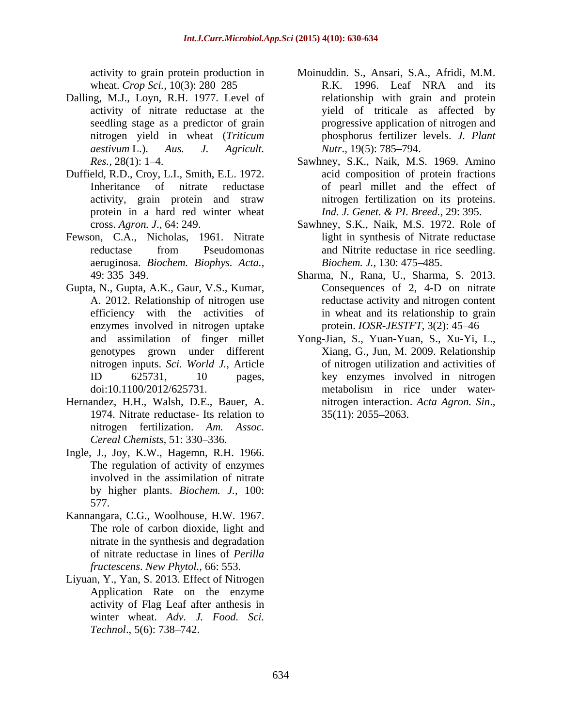activity to grain protein production in wheat. *Crop Sci.,* 10(3): 280–285

Dalling, M.J., Loyn, R.H. 1977. Level of activity of nitrate reductase at the seedling stage as a predictor of grain nitrogen yield in wheat (*Triticum aestivum* L.). *Aus. J. Agricult. Res.,* 28(1): 1–4.

Duffield, R.D., Croy, L.I., Smith, E.L. 1972. Inheritance of nitrate reductase activity, grain protein and straw protein in a hard red winter wheat cross. *Agron. J*., 64: 249.

Fewson, C.A., Nicholas, 1961. Nitrate reductase from Pseudomonas aeruginosa. *Biochem. Biophys. Acta.,* 49: 335–349.

Gupta, N., Gupta, A.K., Gaur, V.S., Kumar, A. 2012. Relationship of nitrogen use efficiency with the activities of enzymes involved in nitrogen uptake and assimilation of finger millet genotypes grown under different nitrogen inputs. *Sci. World J.,* Article ID 625731, 10 pages, doi:10.1100/2012/625731.

Hernandez, H.H., Walsh, D.E., Bauer, A. 1974. Nitrate reductase- Its relation to nitrogen fertilization. *Am. Assoc. Cereal Chemists,* 51: 330–336.

Ingle, J., Joy, K.W., Hagemn, R.H. 1966. The regulation of activity of enzymes involved in the assimilation of nitrate by higher plants. *Biochem. J.,* 100: 577.

Kannangara, C.G., Woolhouse, H.W. 1967. The role of carbon dioxide, light and nitrate in the synthesis and degradation of nitrate reductase in lines of *Perilla fructescens*. *New Phytol.,* 66: 553.

Liyuan, Y., Yan, S. 2013. Effect of Nitrogen Application Rate on the enzyme activity of Flag Leaf after anthesis in winter wheat. *Adv. J. Food. Sci. Technol*., 5(6): 738–742.

Moinuddin. S., Ansari, S.A., Afridi, M.M. R.K. 1996. Leaf NRA and its relationship with grain and protein yield of triticale as affected by progressive application of nitrogen and phosphorus fertilizer levels. *J. Plant Nutr.,* 19(5): 785–794.

Sawhney, S.K., Naik, M.S. 1969. Amino acid composition of protein fractions of pearl millet and the effect of nitrogen fertilization on its proteins. *Ind. J. Genet. & Pl. Breed.,* 29: 395.

Sawhney, S.K., Naik, M.S. 1972. Role of light in synthesis of Nitrate reductase and Nitrite reductase in rice seedling. *Biochem. J.,* 130: 475–485.

Sharma, N., Rana, U., Sharma, S. 2013. Consequences of 2, 4-D on nitrate reductase activity and nitrogen content in wheat and its relationship to grain protein. *IOSR-JESTFT,* 3(2): 45–46

Yong-Jian, S., Yuan-Yuan, S., Xu-Yi, L., Xiang, G., Jun, M. 2009. Relationship of nitrogen utilization and activities of key enzymes involved in nitrogen metabolism in rice under water-nitrogen interaction. *Acta Agron. Sin*., 35(11): 2055–2063.